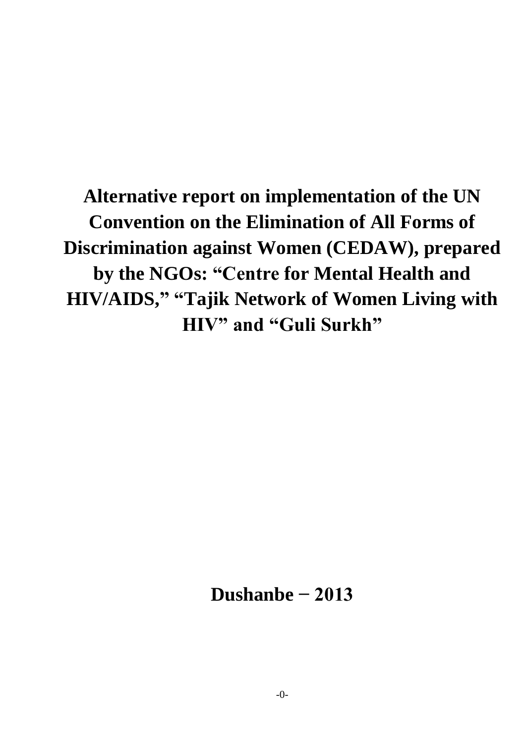# Alternative report on implementation of the UN Convention on the Elimination of All Forms of Discrimination against Women (CEDAW), prepared by the NGOs: "Centre for Mental Health and HIV/AIDS," "Tajik Network of Women Living with HIV" and "Guli Surkh"

**Dushanbe − 2013**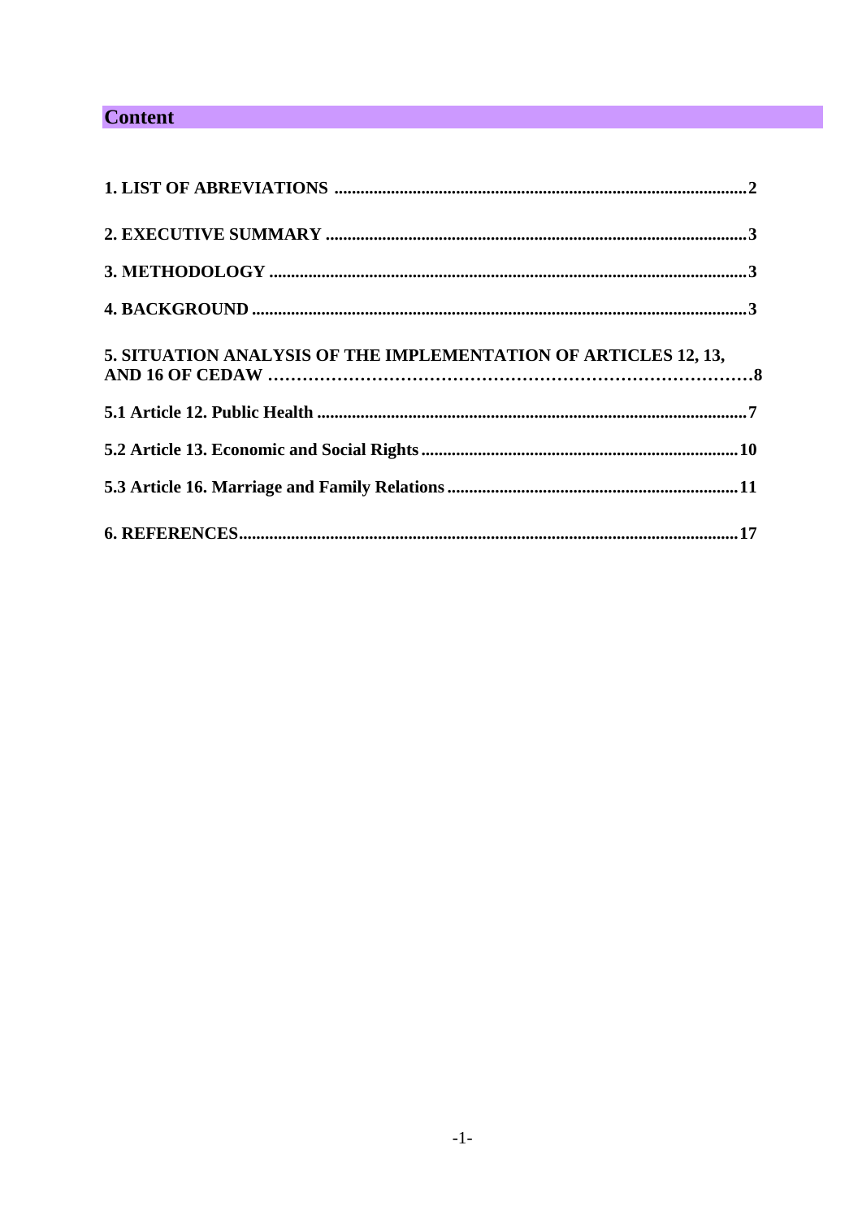# Content

1. LIST OF ABREVIATIONS ........................................................................................ 2

2. EXECUTIVE SUMMARY ........................................................................................ 3

3. METHODOLOGY ...................................................................................................... 3

4. BACKGROUND ......................................................................................................... 3

5. SITUATION ANALYSIS OF THE IMPLEMENTATION OF ARTICLES 12, 13, AND 16 OF CEDAW ……………………………………………………………………8

5.1 Article 12. Public Health ............................................................................................ 7

5.2 Article 13. Economic and Social Rights ................................................................... 10

5.3 Article 16. Marriage and Family Relations ............................................................. 11

6. REFERENCES............................................................................................................ 17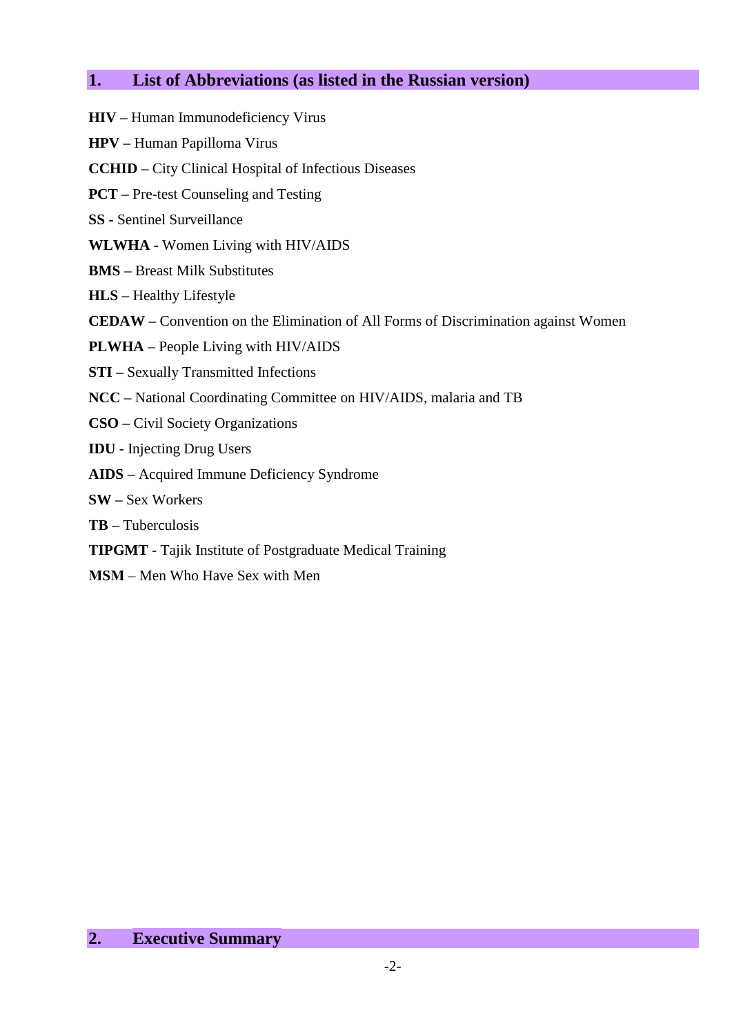## 1. List of Abbreviations (as listed in the Russian version)

**HIV** – Human Immunodeficiency Virus

**HPV** – Human Papilloma Virus

**CCHID** – City Clinical Hospital of Infectious Diseases

**PCT** – Pre-test Counseling and Testing

**SS** - Sentinel Surveillance

**WLWHA** - Women Living with HIV/AIDS

**BMS** – Breast Milk Substitutes

**HLS** – Healthy Lifestyle

**CEDAW** – Convention on the Elimination of All Forms of Discrimination against Women

**PLWHA** – People Living with HIV/AIDS

**STI** – Sexually Transmitted Infections

**NCC** – National Coordinating Committee on HIV/AIDS, malaria and TB

**CSO** – Civil Society Organizations

**IDU** - Injecting Drug Users

**AIDS** – Acquired Immune Deficiency Syndrome

**SW** – Sex Workers

**TB** – Tuberculosis

**TIPGMT** - Tajik Institute of Postgraduate Medical Training

**MSM** – Men Who Have Sex with Men

## 2. Executive Summary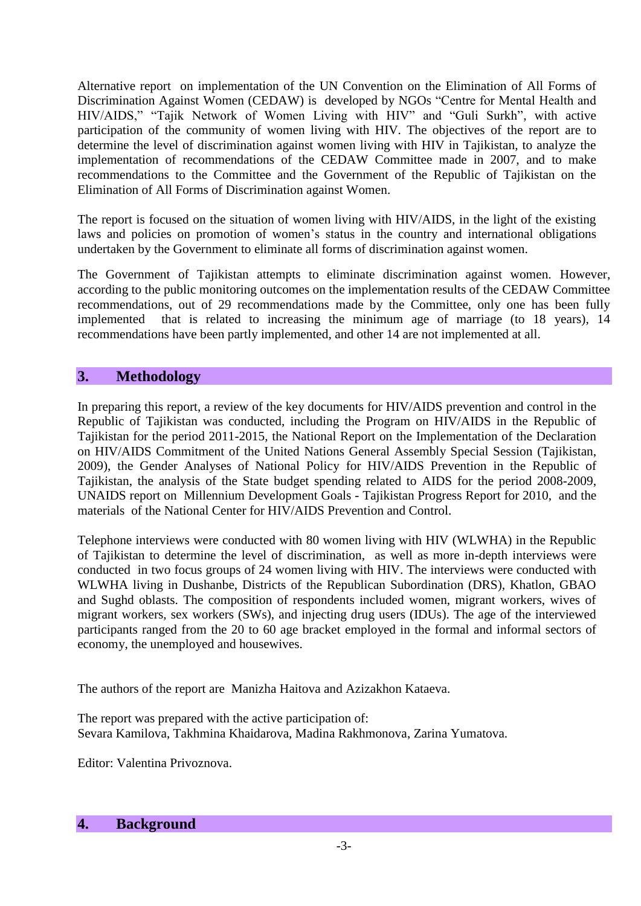Alternative report on implementation of the UN Convention on the Elimination of All Forms of Discrimination Against Women (CEDAW) is developed by NGOs "Centre for Mental Health and HIV/AIDS," "Tajik Network of Women Living with HIV" and "Guli Surkh", with active participation of the community of women living with HIV. The objectives of the report are to determine the level of discrimination against women living with HIV in Tajikistan, to analyze the implementation of recommendations of the CEDAW Committee made in 2007, and to make recommendations to the Committee and the Government of the Republic of Tajikistan on the Elimination of All Forms of Discrimination against Women.

The report is focused on the situation of women living with HIV/AIDS, in the light of the existing laws and policies on promotion of women's status in the country and international obligations undertaken by the Government to eliminate all forms of discrimination against women.

The Government of Tajikistan attempts to eliminate discrimination against women. However, according to the public monitoring outcomes on the implementation results of the CEDAW Committee recommendations, out of 29 recommendations made by the Committee, only one has been fully implemented that is related to increasing the minimum age of marriage (to 18 years), 14 recommendations have been partly implemented, and other 14 are not implemented at all.

## 3. Methodology

In preparing this report, a review of the key documents for HIV/AIDS prevention and control in the Republic of Tajikistan was conducted, including the Program on HIV/AIDS in the Republic of Tajikistan for the period 2011-2015, the National Report on the Implementation of the Declaration on HIV/AIDS Commitment of the United Nations General Assembly Special Session (Tajikistan, 2009), the Gender Analyses of National Policy for HIV/AIDS Prevention in the Republic of Tajikistan, the analysis of the State budget spending related to AIDS for the period 2008-2009, UNAIDS report on Millennium Development Goals - Tajikistan Progress Report for 2010, and the materials of the National Center for HIV/AIDS Prevention and Control.

Telephone interviews were conducted with 80 women living with HIV (WLWHA) in the Republic of Tajikistan to determine the level of discrimination, as well as more in-depth interviews were conducted in two focus groups of 24 women living with HIV. The interviews were conducted with WLWHA living in Dushanbe, Districts of the Republican Subordination (DRS), Khatlon, GBAO and Sughd oblasts. The composition of respondents included women, migrant workers, wives of migrant workers, sex workers (SWs), and injecting drug users (IDUs). The age of the interviewed participants ranged from the 20 to 60 age bracket employed in the formal and informal sectors of economy, the unemployed and housewives.

The authors of the report are Manizha Haitova and Azizakhon Kataeva.

The report was prepared with the active participation of:
Sevara Kamilova, Takhmina Khaidarova, Madina Rakhmonova, Zarina Yumatova.

Editor: Valentina Privoznova.

## 4. Background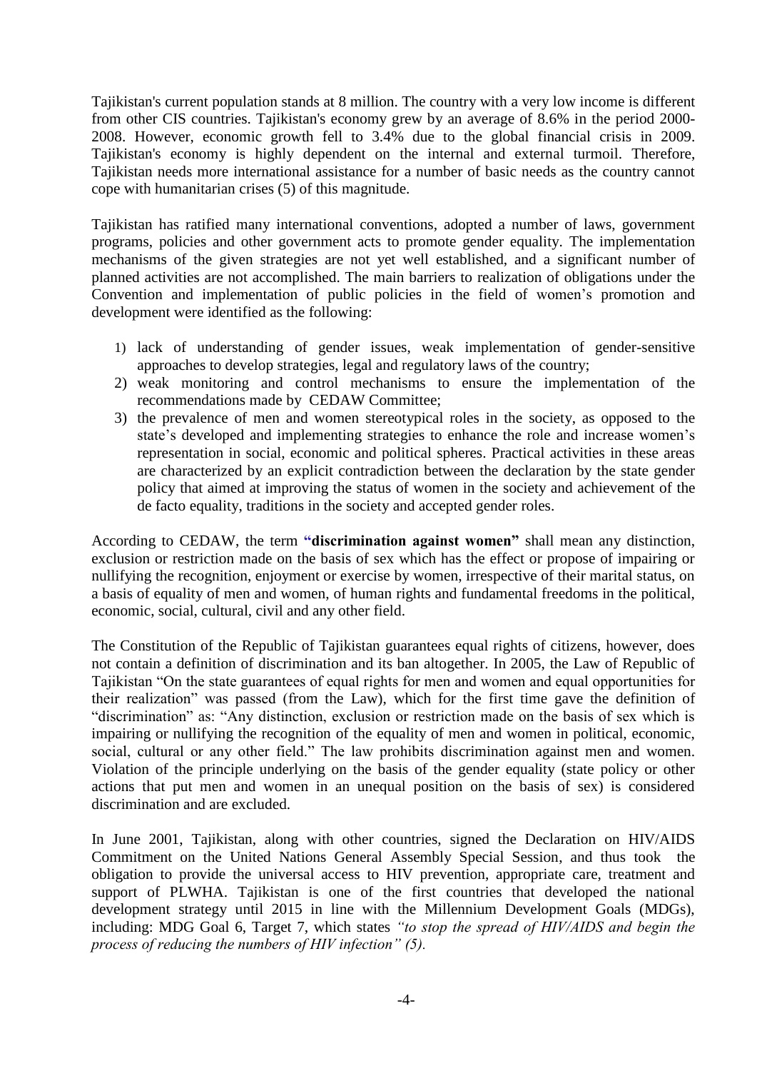Tajikistan's current population stands at 8 million. The country with a very low income is different from other CIS countries. Tajikistan's economy grew by an average of 8.6% in the period 2000-2008. However, economic growth fell to 3.4% due to the global financial crisis in 2009. Tajikistan's economy is highly dependent on the internal and external turmoil. Therefore, Tajikistan needs more international assistance for a number of basic needs as the country cannot cope with humanitarian crises (5) of this magnitude.

Tajikistan has ratified many international conventions, adopted a number of laws, government programs, policies and other government acts to promote gender equality. The implementation mechanisms of the given strategies are not yet well established, and a significant number of planned activities are not accomplished. The main barriers to realization of obligations under the Convention and implementation of public policies in the field of women's promotion and development were identified as the following:

1) lack of understanding of gender issues, weak implementation of gender-sensitive approaches to develop strategies, legal and regulatory laws of the country;
2) weak monitoring and control mechanisms to ensure the implementation of the recommendations made by CEDAW Committee;
3) the prevalence of men and women stereotypical roles in the society, as opposed to the state's developed and implementing strategies to enhance the role and increase women's representation in social, economic and political spheres. Practical activities in these areas are characterized by an explicit contradiction between the declaration by the state gender policy that aimed at improving the status of women in the society and achievement of the de facto equality, traditions in the society and accepted gender roles.

According to CEDAW, the term **"discrimination against women"** shall mean any distinction, exclusion or restriction made on the basis of sex which has the effect or propose of impairing or nullifying the recognition, enjoyment or exercise by women, irrespective of their marital status, on a basis of equality of men and women, of human rights and fundamental freedoms in the political, economic, social, cultural, civil and any other field.

The Constitution of the Republic of Tajikistan guarantees equal rights of citizens, however, does not contain a definition of discrimination and its ban altogether. In 2005, the Law of Republic of Tajikistan "On the state guarantees of equal rights for men and women and equal opportunities for their realization" was passed (from the Law), which for the first time gave the definition of "discrimination" as: "Any distinction, exclusion or restriction made on the basis of sex which is impairing or nullifying the recognition of the equality of men and women in political, economic, social, cultural or any other field." The law prohibits discrimination against men and women. Violation of the principle underlying on the basis of the gender equality (state policy or other actions that put men and women in an unequal position on the basis of sex) is considered discrimination and are excluded.

In June 2001, Tajikistan, along with other countries, signed the Declaration on HIV/AIDS Commitment on the United Nations General Assembly Special Session, and thus took the obligation to provide the universal access to HIV prevention, appropriate care, treatment and support of PLWHA. Tajikistan is one of the first countries that developed the national development strategy until 2015 in line with the Millennium Development Goals (MDGs), including: MDG Goal 6, Target 7, which states *"to stop the spread of HIV/AIDS and begin the process of reducing the numbers of HIV infection" (5).*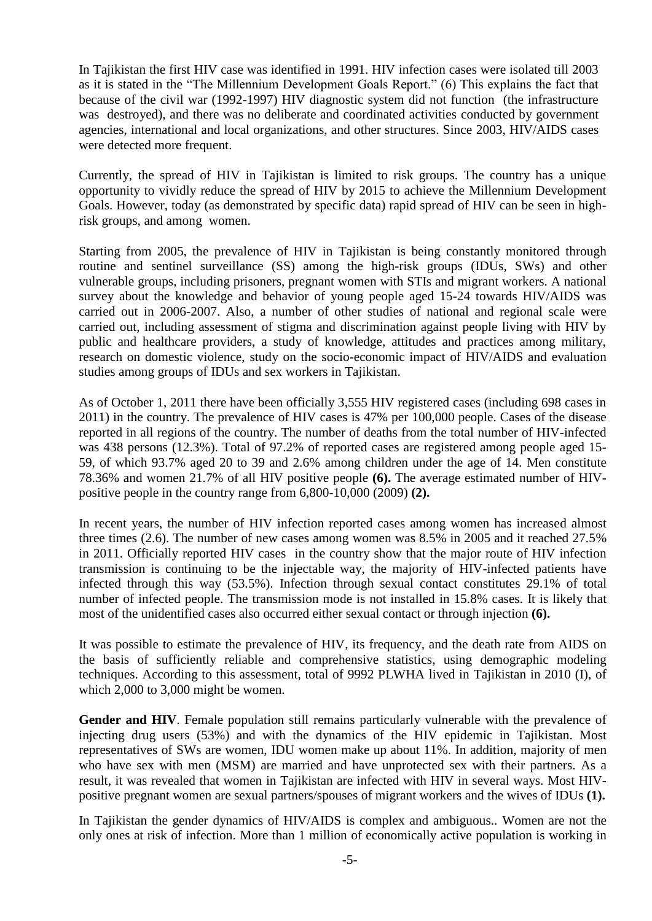In Tajikistan the first HIV case was identified in 1991. HIV infection cases were isolated till 2003 as it is stated in the "The Millennium Development Goals Report." (6) This explains the fact that because of the civil war (1992-1997) HIV diagnostic system did not function (the infrastructure was destroyed), and there was no deliberate and coordinated activities conducted by government agencies, international and local organizations, and other structures. Since 2003, HIV/AIDS cases were detected more frequent.

Currently, the spread of HIV in Tajikistan is limited to risk groups. The country has a unique opportunity to vividly reduce the spread of HIV by 2015 to achieve the Millennium Development Goals. However, today (as demonstrated by specific data) rapid spread of HIV can be seen in high-risk groups, and among women.

Starting from 2005, the prevalence of HIV in Tajikistan is being constantly monitored through routine and sentinel surveillance (SS) among the high-risk groups (IDUs, SWs) and other vulnerable groups, including prisoners, pregnant women with STIs and migrant workers. A national survey about the knowledge and behavior of young people aged 15-24 towards HIV/AIDS was carried out in 2006-2007. Also, a number of other studies of national and regional scale were carried out, including assessment of stigma and discrimination against people living with HIV by public and healthcare providers, a study of knowledge, attitudes and practices among military, research on domestic violence, study on the socio-economic impact of HIV/AIDS and evaluation studies among groups of IDUs and sex workers in Tajikistan.

As of October 1, 2011 there have been officially 3,555 HIV registered cases (including 698 cases in 2011) in the country. The prevalence of HIV cases is 47% per 100,000 people. Cases of the disease reported in all regions of the country. The number of deaths from the total number of HIV-infected was 438 persons (12.3%). Total of 97.2% of reported cases are registered among people aged 15-59, of which 93.7% aged 20 to 39 and 2.6% among children under the age of 14. Men constitute 78.36% and women 21.7% of all HIV positive people **(6).** The average estimated number of HIV-positive people in the country range from 6,800-10,000 (2009) **(2).**

In recent years, the number of HIV infection reported cases among women has increased almost three times (2.6). The number of new cases among women was 8.5% in 2005 and it reached 27.5% in 2011. Officially reported HIV cases in the country show that the major route of HIV infection transmission is continuing to be the injectable way, the majority of HIV-infected patients have infected through this way (53.5%). Infection through sexual contact constitutes 29.1% of total number of infected people. The transmission mode is not installed in 15.8% cases. It is likely that most of the unidentified cases also occurred either sexual contact or through injection **(6).**

It was possible to estimate the prevalence of HIV, its frequency, and the death rate from AIDS on the basis of sufficiently reliable and comprehensive statistics, using demographic modeling techniques. According to this assessment, total of 9992 PLWHA lived in Tajikistan in 2010 (I), of which 2,000 to 3,000 might be women.

**Gender and HIV**. Female population still remains particularly vulnerable with the prevalence of injecting drug users (53%) and with the dynamics of the HIV epidemic in Tajikistan. Most representatives of SWs are women, IDU women make up about 11%. In addition, majority of men who have sex with men (MSM) are married and have unprotected sex with their partners. As a result, it was revealed that women in Tajikistan are infected with HIV in several ways. Most HIV-positive pregnant women are sexual partners/spouses of migrant workers and the wives of IDUs **(1).**

In Tajikistan the gender dynamics of HIV/AIDS is complex and ambiguous.. Women are not the only ones at risk of infection. More than 1 million of economically active population is working in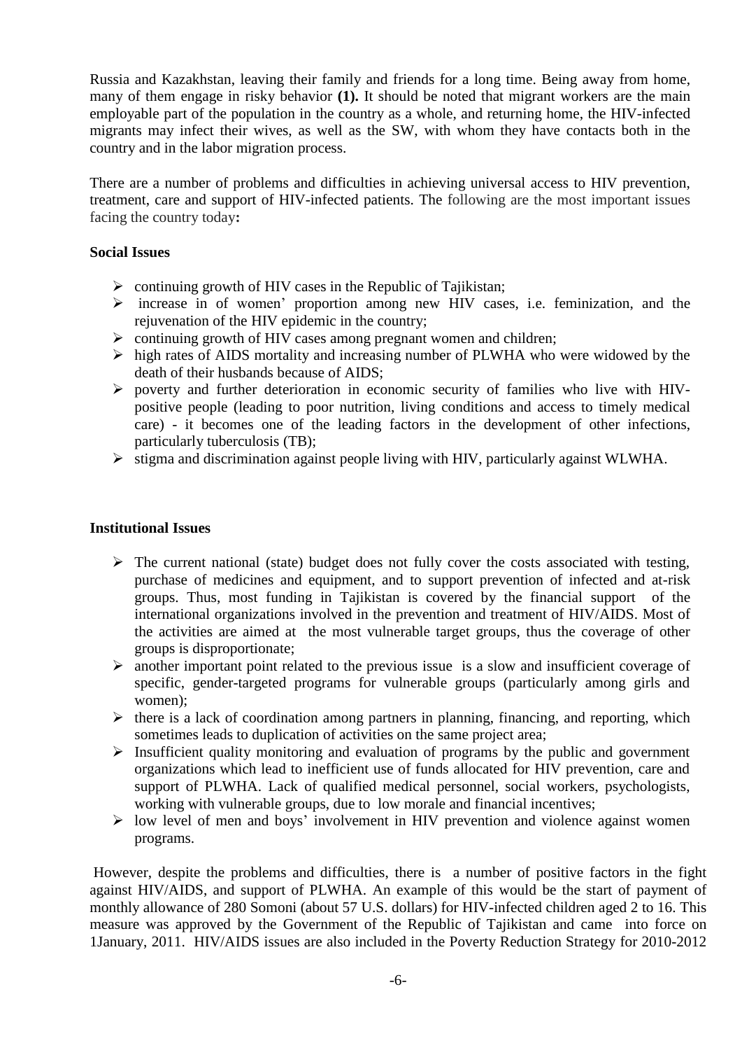Russia and Kazakhstan, leaving their family and friends for a long time. Being away from home, many of them engage in risky behavior **(1).** It should be noted that migrant workers are the main employable part of the population in the country as a whole, and returning home, the HIV-infected migrants may infect their wives, as well as the SW, with whom they have contacts both in the country and in the labor migration process.

There are a number of problems and difficulties in achieving universal access to HIV prevention, treatment, care and support of HIV-infected patients. The following are the most important issues facing the country today**:**

**Social Issues**

- continuing growth of HIV cases in the Republic of Tajikistan;
- increase in of women' proportion among new HIV cases, i.e. feminization, and the rejuvenation of the HIV epidemic in the country;
- continuing growth of HIV cases among pregnant women and children;
- high rates of AIDS mortality and increasing number of PLWHA who were widowed by the death of their husbands because of AIDS;
- poverty and further deterioration in economic security of families who live with HIV-positive people (leading to poor nutrition, living conditions and access to timely medical care) - it becomes one of the leading factors in the development of other infections, particularly tuberculosis (TB);
- stigma and discrimination against people living with HIV, particularly against WLWHA.

**Institutional Issues**

- The current national (state) budget does not fully cover the costs associated with testing, purchase of medicines and equipment, and to support prevention of infected and at-risk groups. Thus, most funding in Tajikistan is covered by the financial support of the international organizations involved in the prevention and treatment of HIV/AIDS. Most of the activities are aimed at the most vulnerable target groups, thus the coverage of other groups is disproportionate;
- another important point related to the previous issue is a slow and insufficient coverage of specific, gender-targeted programs for vulnerable groups (particularly among girls and women);
- there is a lack of coordination among partners in planning, financing, and reporting, which sometimes leads to duplication of activities on the same project area;
- Insufficient quality monitoring and evaluation of programs by the public and government organizations which lead to inefficient use of funds allocated for HIV prevention, care and support of PLWHA. Lack of qualified medical personnel, social workers, psychologists, working with vulnerable groups, due to low morale and financial incentives;
- low level of men and boys' involvement in HIV prevention and violence against women programs.

However, despite the problems and difficulties, there is a number of positive factors in the fight against HIV/AIDS, and support of PLWHA. An example of this would be the start of payment of monthly allowance of 280 Somoni (about 57 U.S. dollars) for HIV-infected children aged 2 to 16. This measure was approved by the Government of the Republic of Tajikistan and came into force on 1January, 2011. HIV/AIDS issues are also included in the Poverty Reduction Strategy for 2010-2012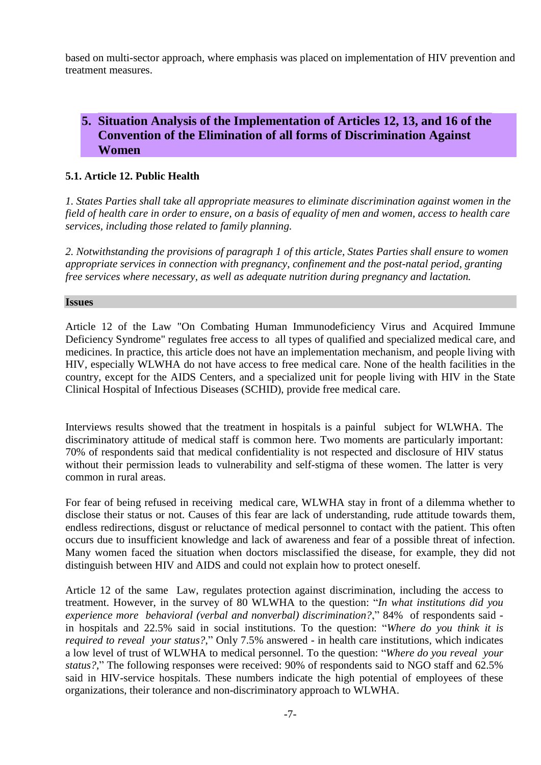based on multi-sector approach, where emphasis was placed on implementation of HIV prevention and treatment measures.

## 5. Situation Analysis of the Implementation of Articles 12, 13, and 16 of the Convention of the Elimination of all forms of Discrimination Against Women

### 5.1. Article 12. Public Health

*1. States Parties shall take all appropriate measures to eliminate discrimination against women in the field of health care in order to ensure, on a basis of equality of men and women, access to health care services, including those related to family planning.*

*2. Notwithstanding the provisions of paragraph 1 of this article, States Parties shall ensure to women appropriate services in connection with pregnancy, confinement and the post-natal period, granting free services where necessary, as well as adequate nutrition during pregnancy and lactation.*

**Issues**

Article 12 of the Law "On Combating Human Immunodeficiency Virus and Acquired Immune Deficiency Syndrome" regulates free access to all types of qualified and specialized medical care, and medicines. In practice, this article does not have an implementation mechanism, and people living with HIV, especially WLWHA do not have access to free medical care. None of the health facilities in the country, except for the AIDS Centers, and a specialized unit for people living with HIV in the State Clinical Hospital of Infectious Diseases (SCHID), provide free medical care.

Interviews results showed that the treatment in hospitals is a painful subject for WLWHA. The discriminatory attitude of medical staff is common here. Two moments are particularly important: 70% of respondents said that medical confidentiality is not respected and disclosure of HIV status without their permission leads to vulnerability and self-stigma of these women. The latter is very common in rural areas.

For fear of being refused in receiving medical care, WLWHA stay in front of a dilemma whether to disclose their status or not. Causes of this fear are lack of understanding, rude attitude towards them, endless redirections, disgust or reluctance of medical personnel to contact with the patient. This often occurs due to insufficient knowledge and lack of awareness and fear of a possible threat of infection. Many women faced the situation when doctors misclassified the disease, for example, they did not distinguish between HIV and AIDS and could not explain how to protect oneself.

Article 12 of the same Law, regulates protection against discrimination, including the access to treatment. However, in the survey of 80 WLWHA to the question: "*In what institutions did you experience more behavioral (verbal and nonverbal) discrimination?*," 84% of respondents said - in hospitals and 22.5% said in social institutions. To the question: "*Where do you think it is required to reveal your status?*," Only 7.5% answered - in health care institutions, which indicates a low level of trust of WLWHA to medical personnel. To the question: "*Where do you reveal your status?*," The following responses were received: 90% of respondents said to NGO staff and 62.5% said in HIV-service hospitals. These numbers indicate the high potential of employees of these organizations, their tolerance and non-discriminatory approach to WLWHA.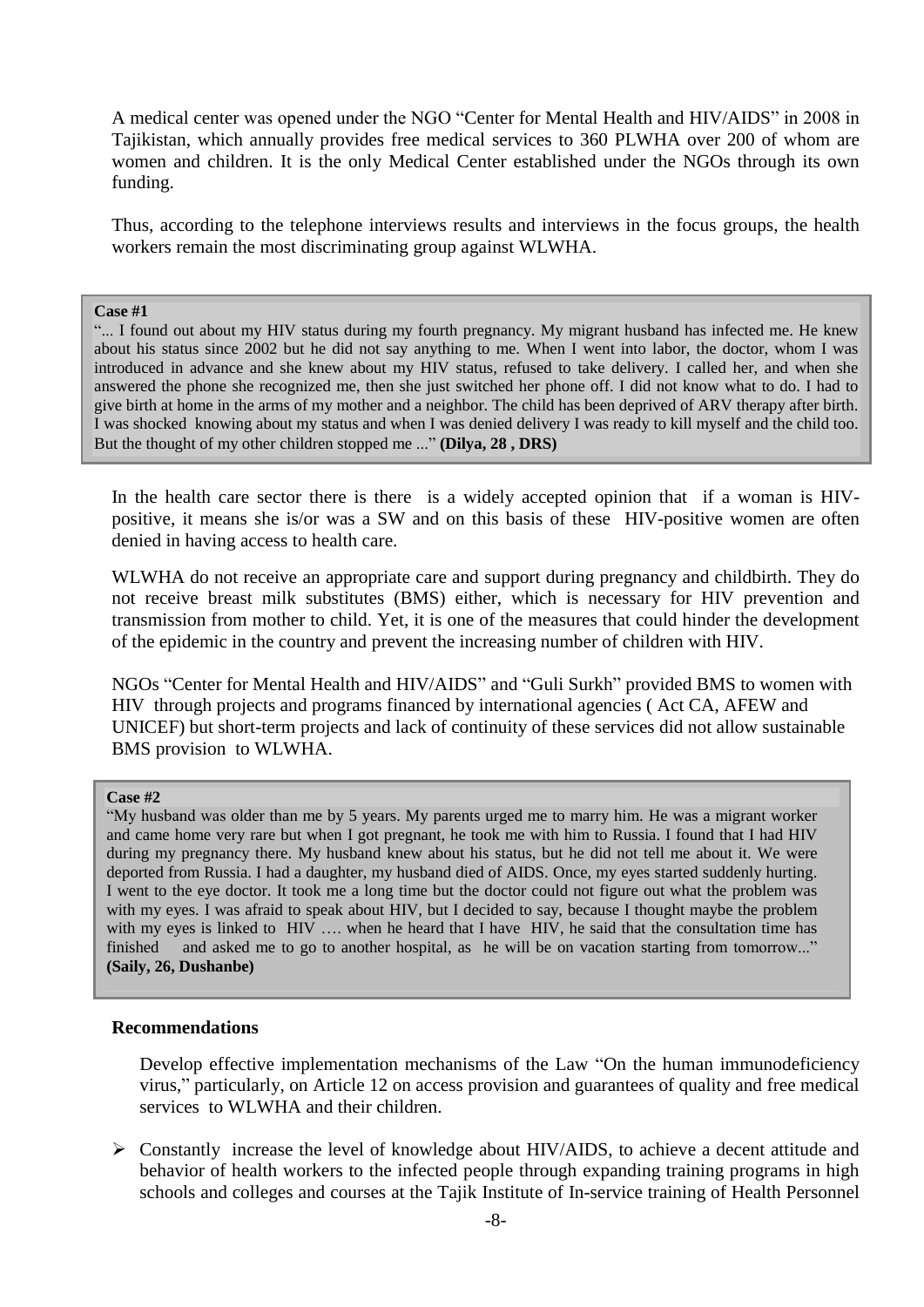A medical center was opened under the NGO "Center for Mental Health and HIV/AIDS" in 2008 in Tajikistan, which annually provides free medical services to 360 PLWHA over 200 of whom are women and children. It is the only Medical Center established under the NGOs through its own funding.

Thus, according to the telephone interviews results and interviews in the focus groups, the health workers remain the most discriminating group against WLWHA.

> **Case #1**
>
> "... I found out about my HIV status during my fourth pregnancy. My migrant husband has infected me. He knew about his status since 2002 but he did not say anything to me. When I went into labor, the doctor, whom I was introduced in advance and she knew about my HIV status, refused to take delivery. I called her, and when she answered the phone she recognized me, then she just switched her phone off. I did not know what to do. I had to give birth at home in the arms of my mother and a neighbor. The child has been deprived of ARV therapy after birth. I was shocked knowing about my status and when I was denied delivery I was ready to kill myself and the child too. But the thought of my other children stopped me ..." **(Dilya, 28 , DRS)**

In the health care sector there is there is a widely accepted opinion that if a woman is HIV-positive, it means she is/or was a SW and on this basis of these HIV-positive women are often denied in having access to health care.

WLWHA do not receive an appropriate care and support during pregnancy and childbirth. They do not receive breast milk substitutes (BMS) either, which is necessary for HIV prevention and transmission from mother to child. Yet, it is one of the measures that could hinder the development of the epidemic in the country and prevent the increasing number of children with HIV.

NGOs "Center for Mental Health and HIV/AIDS" and "Guli Surkh" provided BMS to women with HIV through projects and programs financed by international agencies ( Act CA, AFEW and UNICEF) but short-term projects and lack of continuity of these services did not allow sustainable BMS provision to WLWHA.

> **Case #2**
>
> "My husband was older than me by 5 years. My parents urged me to marry him. He was a migrant worker and came home very rare but when I got pregnant, he took me with him to Russia. I found that I had HIV during my pregnancy there. My husband knew about his status, but he did not tell me about it. We were deported from Russia. I had a daughter, my husband died of AIDS. Once, my eyes started suddenly hurting. I went to the eye doctor. It took me a long time but the doctor could not figure out what the problem was with my eyes. I was afraid to speak about HIV, but I decided to say, because I thought maybe the problem with my eyes is linked to HIV …. when he heard that I have HIV, he said that the consultation time has finished and asked me to go to another hospital, as he will be on vacation starting from tomorrow..." **(Saily, 26, Dushanbe)**

### Recommendations

Develop effective implementation mechanisms of the Law "On the human immunodeficiency virus," particularly, on Article 12 on access provision and guarantees of quality and free medical services to WLWHA and their children.

- Constantly increase the level of knowledge about HIV/AIDS, to achieve a decent attitude and behavior of health workers to the infected people through expanding training programs in high schools and colleges and courses at the Tajik Institute of In-service training of Health Personnel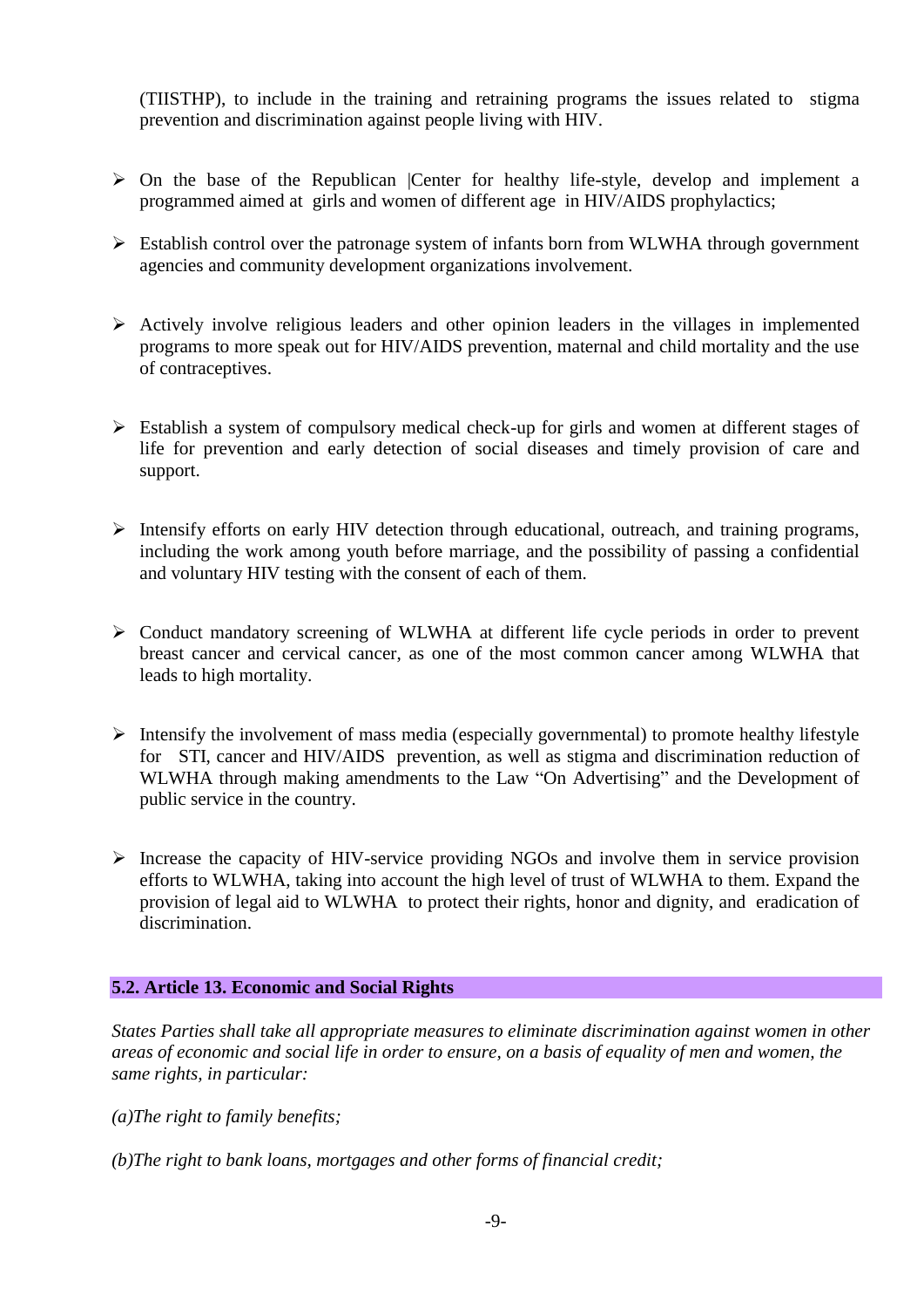(TIISTHP), to include in the training and retraining programs the issues related to stigma prevention and discrimination against people living with HIV.

- On the base of the Republican |Center for healthy life-style, develop and implement a programmed aimed at girls and women of different age in HIV/AIDS prophylactics;
- Establish control over the patronage system of infants born from WLWHA through government agencies and community development organizations involvement.
- Actively involve religious leaders and other opinion leaders in the villages in implemented programs to more speak out for HIV/AIDS prevention, maternal and child mortality and the use of contraceptives.
- Establish a system of compulsory medical check-up for girls and women at different stages of life for prevention and early detection of social diseases and timely provision of care and support.
- Intensify efforts on early HIV detection through educational, outreach, and training programs, including the work among youth before marriage, and the possibility of passing a confidential and voluntary HIV testing with the consent of each of them.
- Conduct mandatory screening of WLWHA at different life cycle periods in order to prevent breast cancer and cervical cancer, as one of the most common cancer among WLWHA that leads to high mortality.
- Intensify the involvement of mass media (especially governmental) to promote healthy lifestyle for STI, cancer and HIV/AIDS prevention, as well as stigma and discrimination reduction of WLWHA through making amendments to the Law "On Advertising" and the Development of public service in the country.
- Increase the capacity of HIV-service providing NGOs and involve them in service provision efforts to WLWHA, taking into account the high level of trust of WLWHA to them. Expand the provision of legal aid to WLWHA to protect their rights, honor and dignity, and eradication of discrimination.

### 5.2. Article 13. Economic and Social Rights

*States Parties shall take all appropriate measures to eliminate discrimination against women in other areas of economic and social life in order to ensure, on a basis of equality of men and women, the same rights, in particular:*

*(a)The right to family benefits;*

*(b)The right to bank loans, mortgages and other forms of financial credit;*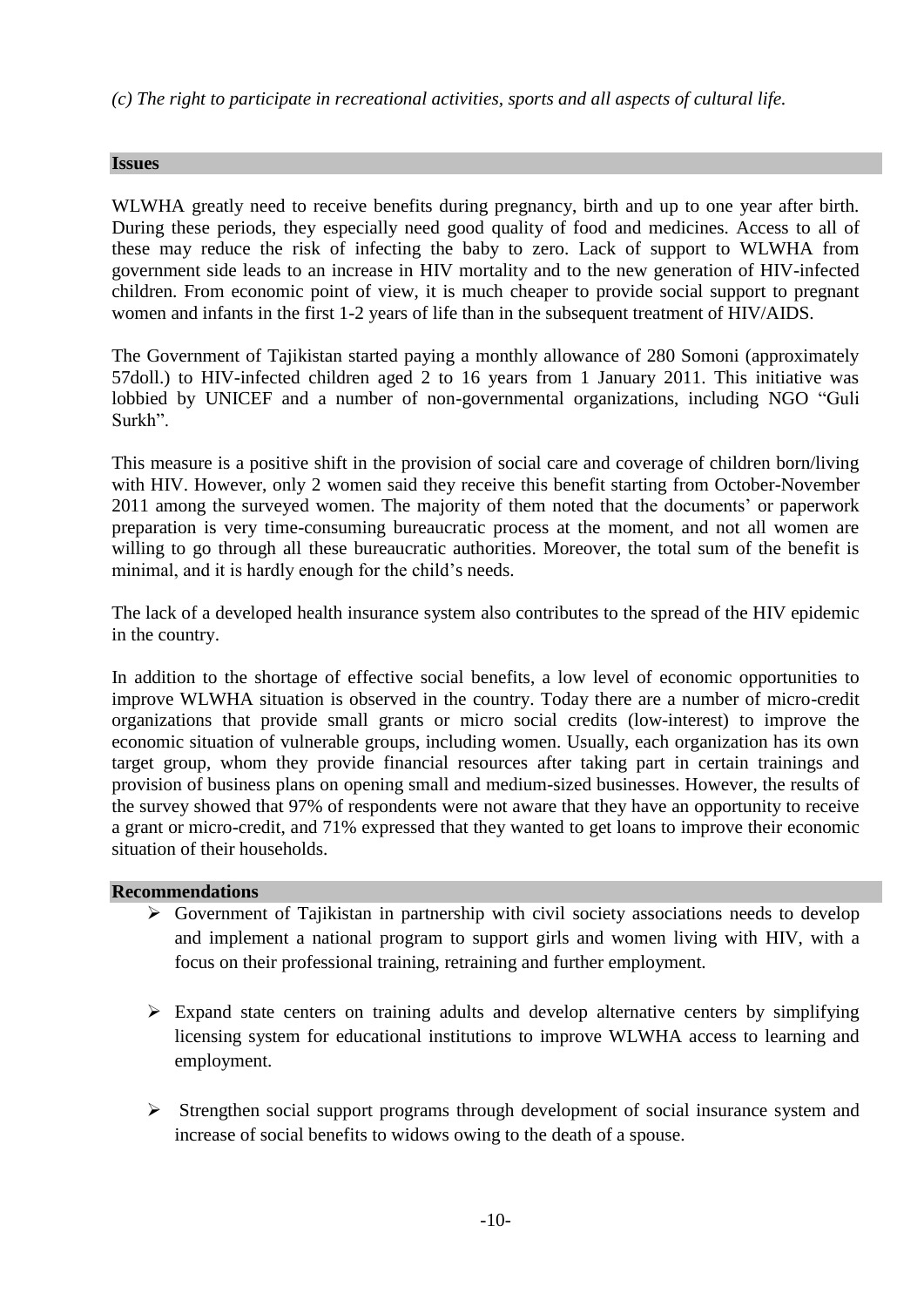*(c) The right to participate in recreational activities, sports and all aspects of cultural life.*

## Issues

WLWHA greatly need to receive benefits during pregnancy, birth and up to one year after birth. During these periods, they especially need good quality of food and medicines. Access to all of these may reduce the risk of infecting the baby to zero. Lack of support to WLWHA from government side leads to an increase in HIV mortality and to the new generation of HIV-infected children. From economic point of view, it is much cheaper to provide social support to pregnant women and infants in the first 1-2 years of life than in the subsequent treatment of HIV/AIDS.

The Government of Tajikistan started paying a monthly allowance of 280 Somoni (approximately 57doll.) to HIV-infected children aged 2 to 16 years from 1 January 2011. This initiative was lobbied by UNICEF and a number of non-governmental organizations, including NGO "Guli Surkh".

This measure is a positive shift in the provision of social care and coverage of children born/living with HIV. However, only 2 women said they receive this benefit starting from October-November 2011 among the surveyed women. The majority of them noted that the documents' or paperwork preparation is very time-consuming bureaucratic process at the moment, and not all women are willing to go through all these bureaucratic authorities. Moreover, the total sum of the benefit is minimal, and it is hardly enough for the child's needs.

The lack of a developed health insurance system also contributes to the spread of the HIV epidemic in the country.

In addition to the shortage of effective social benefits, a low level of economic opportunities to improve WLWHA situation is observed in the country. Today there are a number of micro-credit organizations that provide small grants or micro social credits (low-interest) to improve the economic situation of vulnerable groups, including women. Usually, each organization has its own target group, whom they provide financial resources after taking part in certain trainings and provision of business plans on opening small and medium-sized businesses. However, the results of the survey showed that 97% of respondents were not aware that they have an opportunity to receive a grant or micro-credit, and 71% expressed that they wanted to get loans to improve their economic situation of their households.

## Recommendations

- Government of Tajikistan in partnership with civil society associations needs to develop and implement a national program to support girls and women living with HIV, with a focus on their professional training, retraining and further employment.
- Expand state centers on training adults and develop alternative centers by simplifying licensing system for educational institutions to improve WLWHA access to learning and employment.
- Strengthen social support programs through development of social insurance system and increase of social benefits to widows owing to the death of a spouse.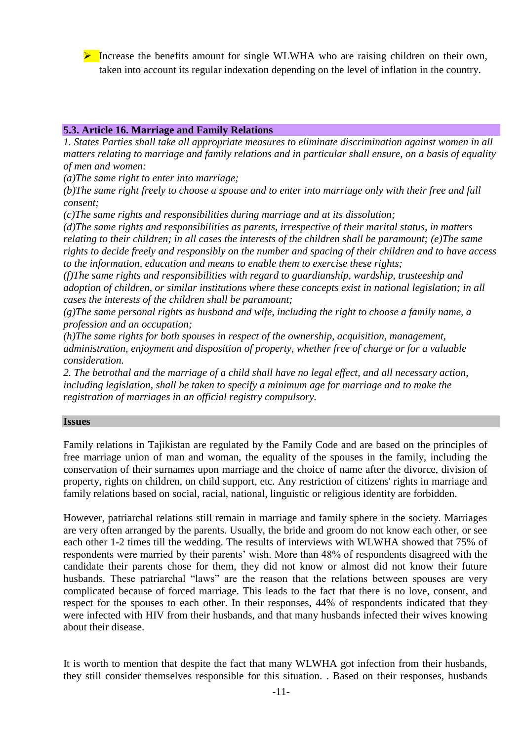- Increase the benefits amount for single WLWHA who are raising children on their own, taken into account its regular indexation depending on the level of inflation in the country.

### 5.3. Article 16. Marriage and Family Relations

*1. States Parties shall take all appropriate measures to eliminate discrimination against women in all matters relating to marriage and family relations and in particular shall ensure, on a basis of equality of men and women:*

*(a)The same right to enter into marriage;*

*(b)The same right freely to choose a spouse and to enter into marriage only with their free and full consent;*

*(c)The same rights and responsibilities during marriage and at its dissolution;*

*(d)The same rights and responsibilities as parents, irrespective of their marital status, in matters relating to their children; in all cases the interests of the children shall be paramount; (e)The same rights to decide freely and responsibly on the number and spacing of their children and to have access to the information, education and means to enable them to exercise these rights;*

*(f)The same rights and responsibilities with regard to guardianship, wardship, trusteeship and adoption of children, or similar institutions where these concepts exist in national legislation; in all cases the interests of the children shall be paramount;*

*(g)The same personal rights as husband and wife, including the right to choose a family name, a profession and an occupation;*

*(h)The same rights for both spouses in respect of the ownership, acquisition, management, administration, enjoyment and disposition of property, whether free of charge or for a valuable consideration.*

*2. The betrothal and the marriage of a child shall have no legal effect, and all necessary action, including legislation, shall be taken to specify a minimum age for marriage and to make the registration of marriages in an official registry compulsory.*

**Issues**

Family relations in Tajikistan are regulated by the Family Code and are based on the principles of free marriage union of man and woman, the equality of the spouses in the family, including the conservation of their surnames upon marriage and the choice of name after the divorce, division of property, rights on children, on child support, etc. Any restriction of citizens' rights in marriage and family relations based on social, racial, national, linguistic or religious identity are forbidden.

However, patriarchal relations still remain in marriage and family sphere in the society. Marriages are very often arranged by the parents. Usually, the bride and groom do not know each other, or see each other 1-2 times till the wedding. The results of interviews with WLWHA showed that 75% of respondents were married by their parents' wish. More than 48% of respondents disagreed with the candidate their parents chose for them, they did not know or almost did not know their future husbands. These patriarchal "laws" are the reason that the relations between spouses are very complicated because of forced marriage. This leads to the fact that there is no love, consent, and respect for the spouses to each other. In their responses, 44% of respondents indicated that they were infected with HIV from their husbands, and that many husbands infected their wives knowing about their disease.

It is worth to mention that despite the fact that many WLWHA got infection from their husbands, they still consider themselves responsible for this situation. . Based on their responses, husbands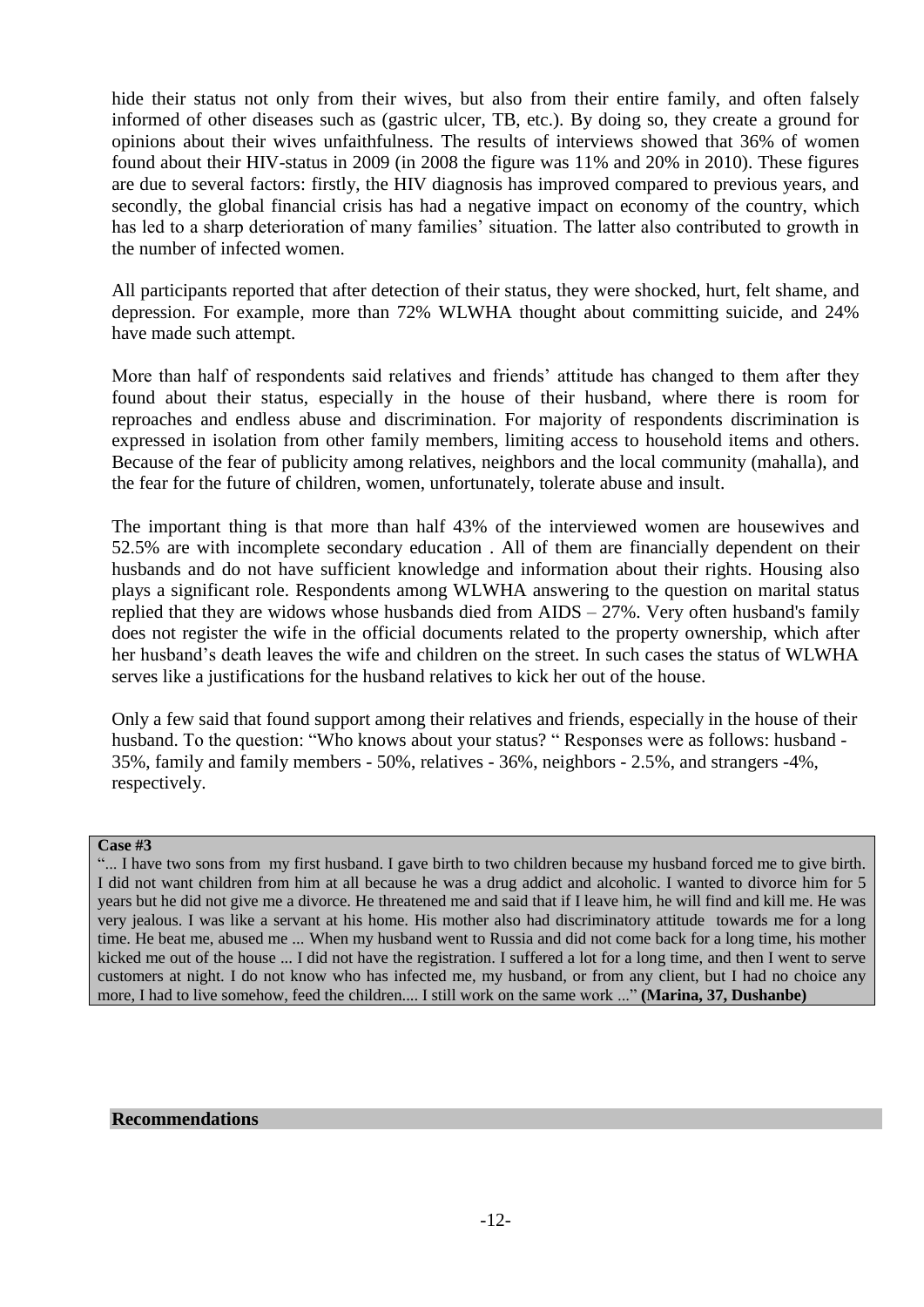hide their status not only from their wives, but also from their entire family, and often falsely informed of other diseases such as (gastric ulcer, TB, etc.). By doing so, they create a ground for opinions about their wives unfaithfulness. The results of interviews showed that 36% of women found about their HIV-status in 2009 (in 2008 the figure was 11% and 20% in 2010). These figures are due to several factors: firstly, the HIV diagnosis has improved compared to previous years, and secondly, the global financial crisis has had a negative impact on economy of the country, which has led to a sharp deterioration of many families' situation. The latter also contributed to growth in the number of infected women.

All participants reported that after detection of their status, they were shocked, hurt, felt shame, and depression. For example, more than 72% WLWHA thought about committing suicide, and 24% have made such attempt.

More than half of respondents said relatives and friends' attitude has changed to them after they found about their status, especially in the house of their husband, where there is room for reproaches and endless abuse and discrimination. For majority of respondents discrimination is expressed in isolation from other family members, limiting access to household items and others. Because of the fear of publicity among relatives, neighbors and the local community (mahalla), and the fear for the future of children, women, unfortunately, tolerate abuse and insult.

The important thing is that more than half 43% of the interviewed women are housewives and 52.5% are with incomplete secondary education . All of them are financially dependent on their husbands and do not have sufficient knowledge and information about their rights. Housing also plays a significant role. Respondents among WLWHA answering to the question on marital status replied that they are widows whose husbands died from AIDS – 27%. Very often husband's family does not register the wife in the official documents related to the property ownership, which after her husband's death leaves the wife and children on the street. In such cases the status of WLWHA serves like a justifications for the husband relatives to kick her out of the house.

Only a few said that found support among their relatives and friends, especially in the house of their husband. To the question: "Who knows about your status? " Responses were as follows: husband - 35%, family and family members - 50%, relatives - 36%, neighbors - 2.5%, and strangers -4%, respectively.

**Case #3**

"... I have two sons from my first husband. I gave birth to two children because my husband forced me to give birth. I did not want children from him at all because he was a drug addict and alcoholic. I wanted to divorce him for 5 years but he did not give me a divorce. He threatened me and said that if I leave him, he will find and kill me. He was very jealous. I was like a servant at his home. His mother also had discriminatory attitude towards me for a long time. He beat me, abused me ... When my husband went to Russia and did not come back for a long time, his mother kicked me out of the house ... I did not have the registration. I suffered a lot for a long time, and then I went to serve customers at night. I do not know who has infected me, my husband, or from any client, but I had no choice any more, I had to live somehow, feed the children.... I still work on the same work ..." **(Marina, 37, Dushanbe)**

## Recommendations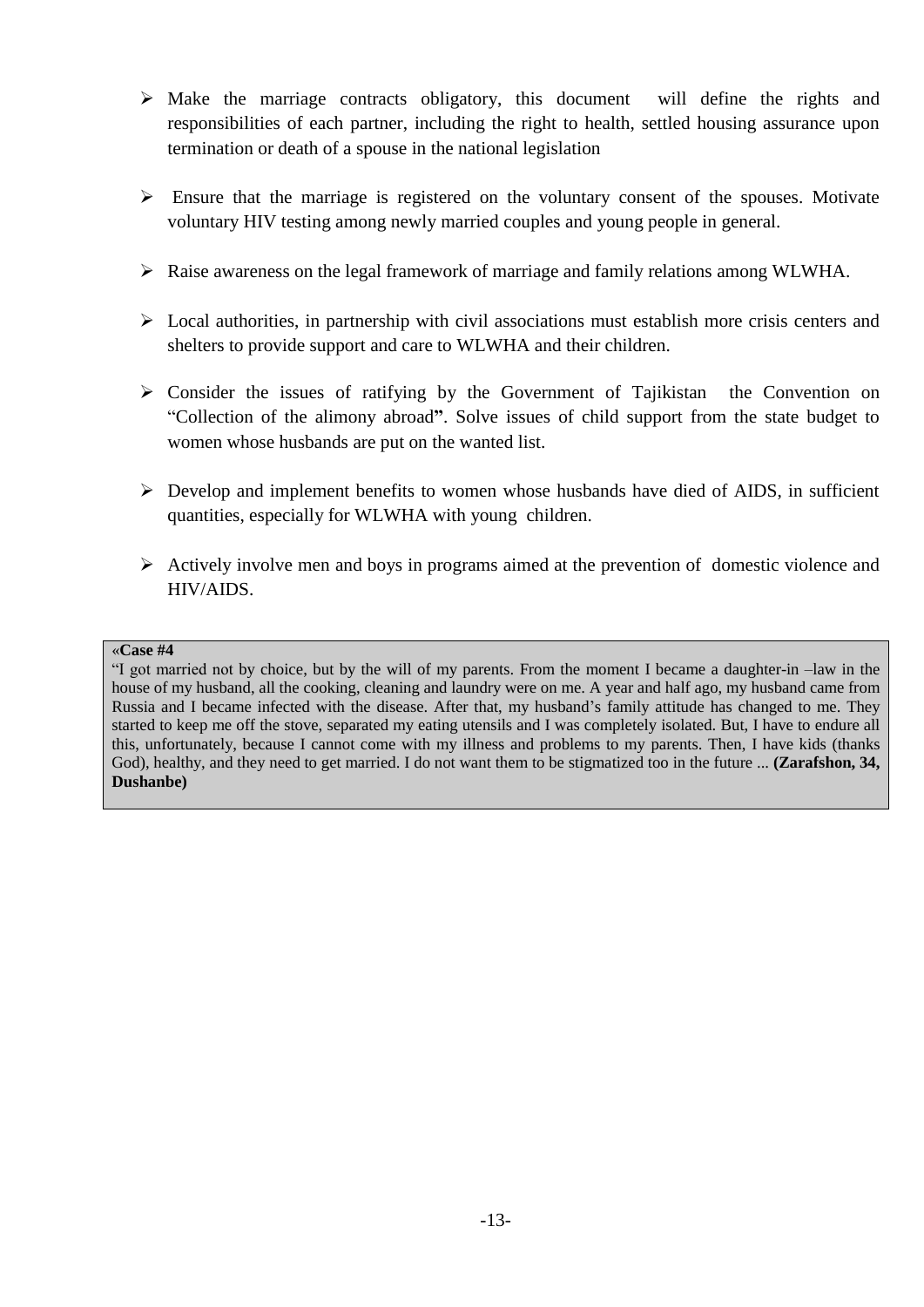- Make the marriage contracts obligatory, this document will define the rights and responsibilities of each partner, including the right to health, settled housing assurance upon termination or death of a spouse in the national legislation

- Ensure that the marriage is registered on the voluntary consent of the spouses. Motivate voluntary HIV testing among newly married couples and young people in general.

- Raise awareness on the legal framework of marriage and family relations among WLWHA.

- Local authorities, in partnership with civil associations must establish more crisis centers and shelters to provide support and care to WLWHA and their children.

- Consider the issues of ratifying by the Government of Tajikistan the Convention on "Collection of the alimony abroad**"**. Solve issues of child support from the state budget to women whose husbands are put on the wanted list.

- Develop and implement benefits to women whose husbands have died of AIDS, in sufficient quantities, especially for WLWHA with young children.

- Actively involve men and boys in programs aimed at the prevention of domestic violence and HIV/AIDS.

«**Case #4**

"I got married not by choice, but by the will of my parents. From the moment I became a daughter-in –law in the house of my husband, all the cooking, cleaning and laundry were on me. A year and half ago, my husband came from Russia and I became infected with the disease. After that, my husband's family attitude has changed to me. They started to keep me off the stove, separated my eating utensils and I was completely isolated. But, I have to endure all this, unfortunately, because I cannot come with my illness and problems to my parents. Then, I have kids (thanks God), healthy, and they need to get married. I do not want them to be stigmatized too in the future ... **(Zarafshon, 34, Dushanbe)**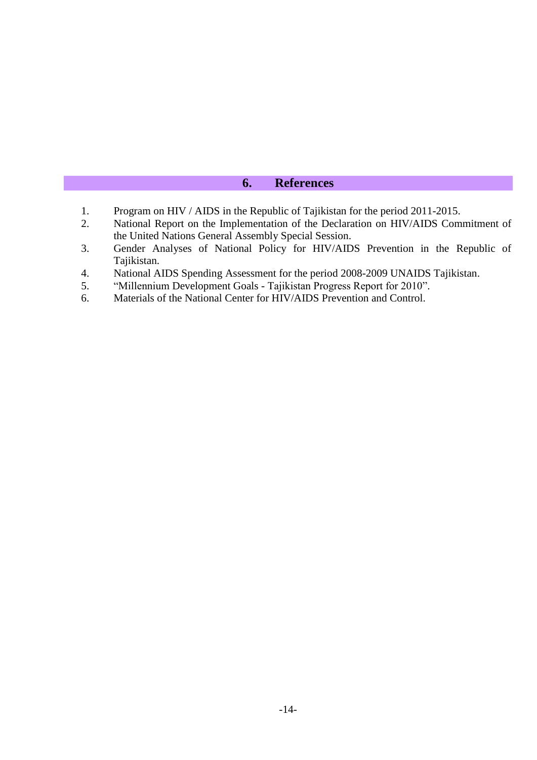# 6. References

1. Program on HIV / AIDS in the Republic of Tajikistan for the period 2011-2015.
2. National Report on the Implementation of the Declaration on HIV/AIDS Commitment of the United Nations General Assembly Special Session.
3. Gender Analyses of National Policy for HIV/AIDS Prevention in the Republic of Tajikistan.
4. National AIDS Spending Assessment for the period 2008-2009 UNAIDS Tajikistan.
5. "Millennium Development Goals - Tajikistan Progress Report for 2010".
6. Materials of the National Center for HIV/AIDS Prevention and Control.